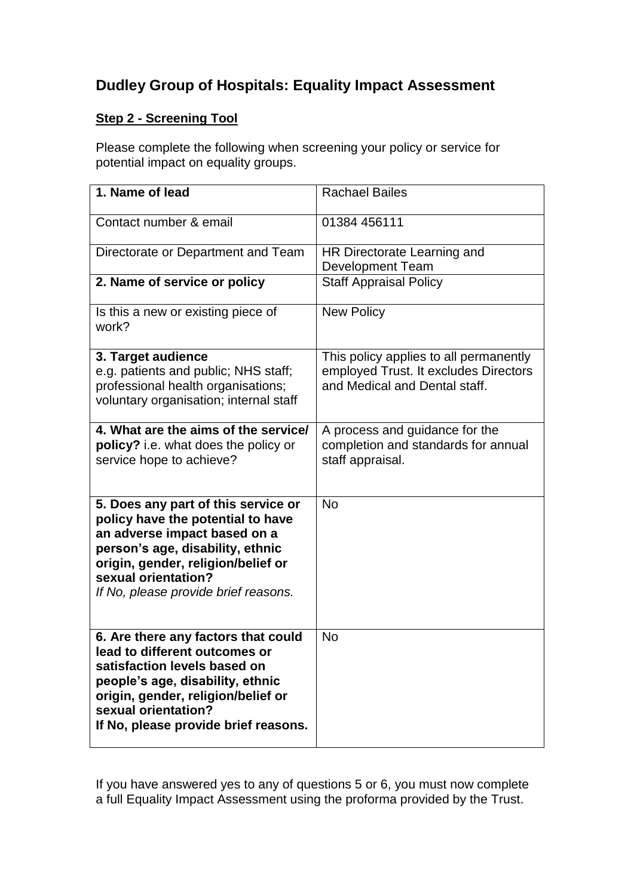# Dudley Group of Hospitals: Equality Impact Assessment

## Step 2 - Screening Tool

Please complete the following when screening your policy or service for potential impact on equality groups.

| | |
|---|---|
| **1. Name of lead** | Rachael Bailes |
| Contact number & email | 01384 456111 |
| Directorate or Department and Team | HR Directorate Learning and Development Team |
| **2. Name of service or policy** | Staff Appraisal Policy |
| Is this a new or existing piece of work? | New Policy |
| **3. Target audience** e.g. patients and public; NHS staff; professional health organisations; voluntary organisation; internal staff | This policy applies to all permanently employed Trust. It excludes Directors and Medical and Dental staff. |
| **4. What are the aims of the service/ policy?** i.e. what does the policy or service hope to achieve? | A process and guidance for the completion and standards for annual staff appraisal. |
| **5. Does any part of this service or policy have the potential to have an adverse impact based on a person's age, disability, ethnic origin, gender, religion/belief or sexual orientation?** *If No, please provide brief reasons.* | No |
| **6. Are there any factors that could lead to different outcomes or satisfaction levels based on people's age, disability, ethnic origin, gender, religion/belief or sexual orientation? If No, please provide brief reasons.** | No |

If you have answered yes to any of questions 5 or 6, you must now complete a full Equality Impact Assessment using the proforma provided by the Trust.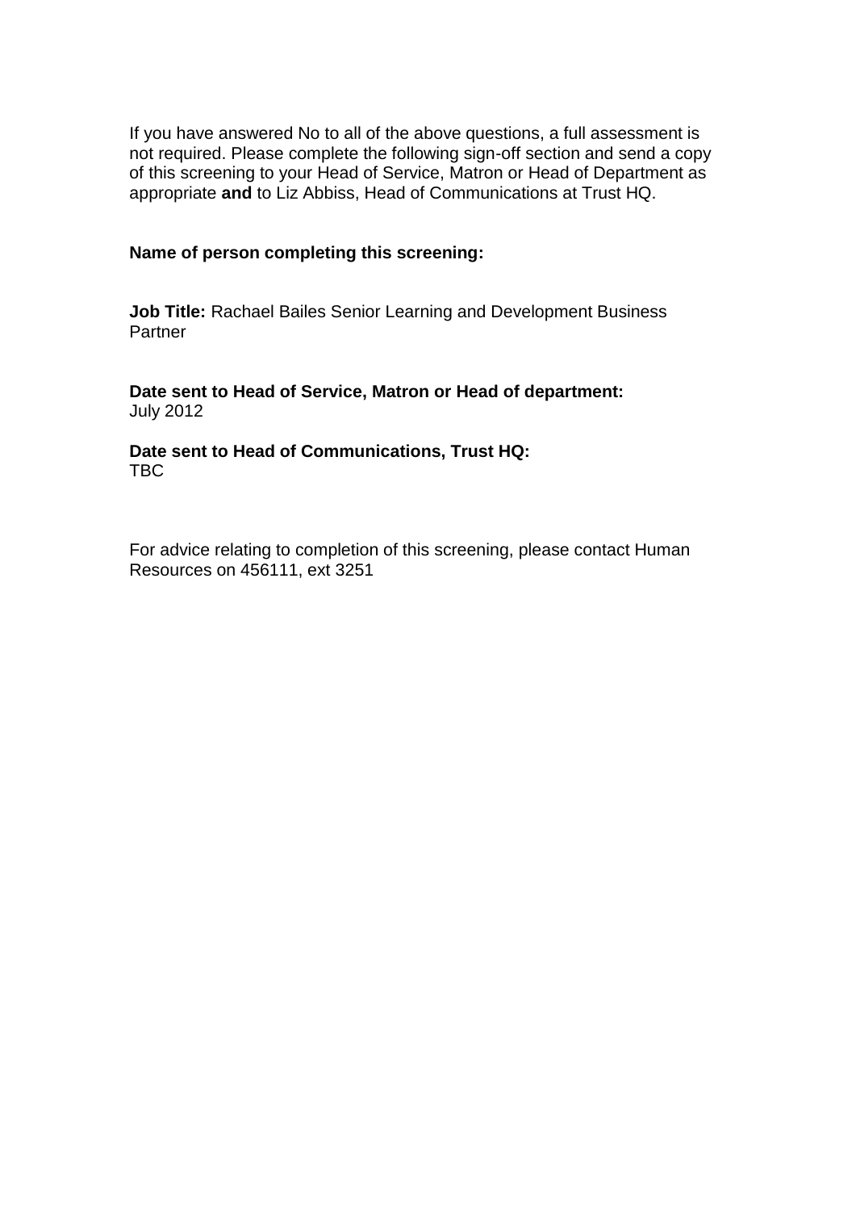If you have answered No to all of the above questions, a full assessment is not required. Please complete the following sign-off section and send a copy of this screening to your Head of Service, Matron or Head of Department as appropriate **and** to Liz Abbiss, Head of Communications at Trust HQ.

**Name of person completing this screening:**

**Job Title:** Rachael Bailes Senior Learning and Development Business Partner

**Date sent to Head of Service, Matron or Head of department:**
July 2012

**Date sent to Head of Communications, Trust HQ:**
TBC

For advice relating to completion of this screening, please contact Human Resources on 456111, ext 3251